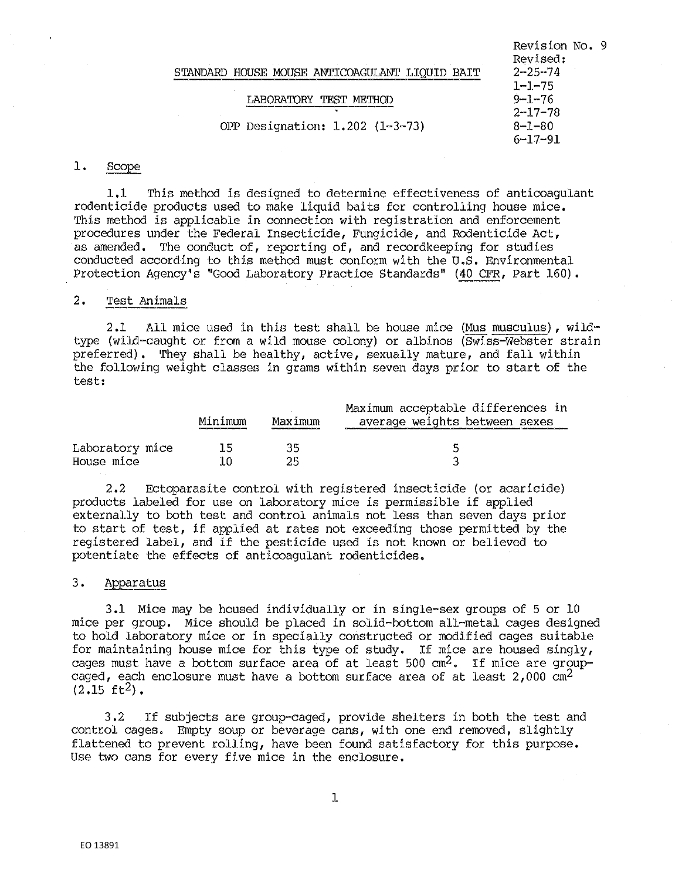Revision No. 9
Revised:
2-25-74
1-1-75
9-1-76
2-17-78
8-1-80
6-17-91

# STANDARD HOUSE MOUSE ANTICOAGULANT LIQUID BAIT

## LABORATORY TEST METHOD

OPP Designation: 1.202 (1-3-73)

## 1. Scope

1.1 This method is designed to determine effectiveness of anticoagulant rodenticide products used to make liquid baits for controlling house mice. This method is applicable in connection with registration and enforcement procedures under the Federal Insecticide, Fungicide, and Rodenticide Act, as amended. The conduct of, reporting of, and recordkeeping for studies conducted according to this method must conform with the U.S. Environmental Protection Agency's "Good Laboratory Practice Standards" (40 CFR, Part 160).

## 2. Test Animals

2.1 All mice used in this test shall be house mice (*Mus musculus*), wild-type (wild-caught or from a wild mouse colony) or albinos (Swiss-Webster strain preferred). They shall be healthy, active, sexually mature, and fall within the following weight classes in grams within seven days prior to start of the test:

| | Minimum | Maximum | Maximum acceptable differences in average weights between sexes |
|---|---|---|---|
| Laboratory mice | 15 | 35 | 5 |
| House mice | 10 | 25 | 3 |

2.2 Ectoparasite control with registered insecticide (or acaricide) products labeled for use on laboratory mice is permissible if applied externally to both test and control animals not less than seven days prior to start of test, if applied at rates not exceeding those permitted by the registered label, and if the pesticide used is not known or believed to potentiate the effects of anticoagulant rodenticides.

## 3. Apparatus

3.1 Mice may be housed individually or in single-sex groups of 5 or 10 mice per group. Mice should be placed in solid-bottom all-metal cages designed to hold laboratory mice or in specially constructed or modified cages suitable for maintaining house mice for this type of study. If mice are housed singly, cages must have a bottom surface area of at least 500 $cm^2$. If mice are group-caged, each enclosure must have a bottom surface area of at least 2,000 $cm^2$ (2.15 $ft^2$).

3.2 If subjects are group-caged, provide shelters in both the test and control cages. Empty soup or beverage cans, with one end removed, slightly flattened to prevent rolling, have been found satisfactory for this purpose. Use two cans for every five mice in the enclosure.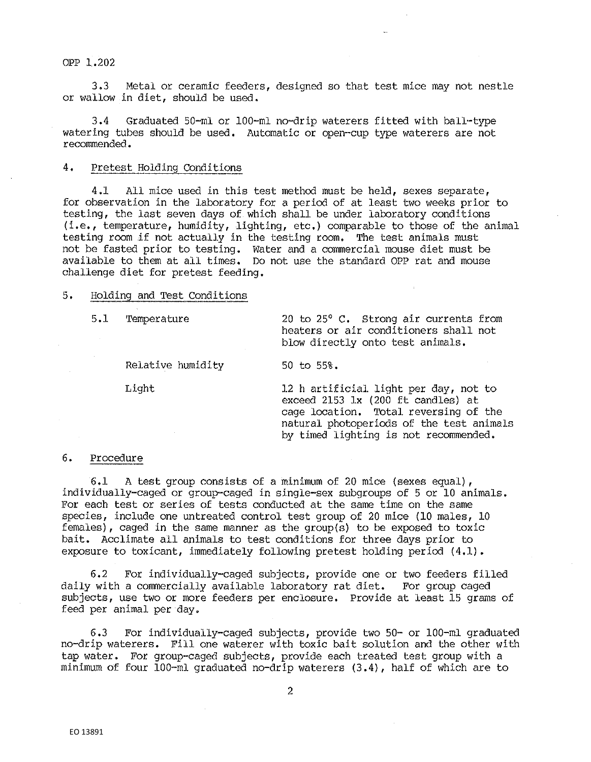3.3 Metal or ceramic feeders, designed so that test mice may not nestle or wallow in diet, should be used.

3.4 Graduated 50-ml or 100-ml no-drip waterers fitted with ball-type watering tubes should be used. Automatic or open-cup type waterers are not recommended.

## 4. Pretest Holding Conditions

4.1 All mice used in this test method must be held, sexes separate, for observation in the laboratory for a period of at least two weeks prior to testing, the last seven days of which shall be under laboratory conditions (i.e., temperature, humidity, lighting, etc.) comparable to those of the animal testing room if not actually in the testing room. The test animals must not be fasted prior to testing. Water and a commercial mouse diet must be available to them at all times. Do not use the standard OPP rat and mouse challenge diet for pretest feeding.

## 5. Holding and Test Conditions

| | |
|---|---|
| 5.1 Temperature | 20 to 25° C. Strong air currents from heaters or air conditioners shall not blow directly onto test animals. |
| Relative humidity | 50 to 55%. |
| Light | 12 h artificial light per day, not to exceed 2153 lx (200 ft candles) at cage location. Total reversing of the natural photoperiods of the test animals by timed lighting is not recommended. |

## 6. Procedure

6.1 A test group consists of a minimum of 20 mice (sexes equal), individually-caged or group-caged in single-sex subgroups of 5 or 10 animals. For each test or series of tests conducted at the same time on the same species, include one untreated control test group of 20 mice (10 males, 10 females), caged in the same manner as the group(s) to be exposed to toxic bait. Acclimate all animals to test conditions for three days prior to exposure to toxicant, immediately following pretest holding period (4.1).

6.2 For individually-caged subjects, provide one or two feeders filled daily with a commercially available laboratory rat diet. For group caged subjects, use two or more feeders per enclosure. Provide at least 15 grams of feed per animal per day.

6.3 For individually-caged subjects, provide two 50- or 100-ml graduated no-drip waterers. Fill one waterer with toxic bait solution and the other with tap water. For group-caged subjects, provide each treated test group with a minimum of four 100-ml graduated no-drip waterers (3.4), half of which are to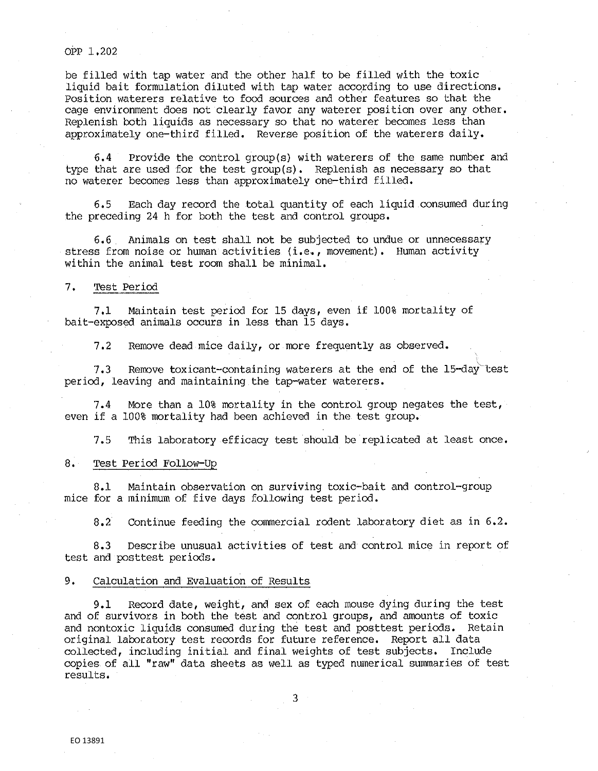be filled with tap water and the other half to be filled with the toxic liquid bait formulation diluted with tap water according to use directions. Position waterers relative to food sources and other features so that the cage environment does not clearly favor any waterer position over any other. Replenish both liquids as necessary so that no waterer becomes less than approximately one-third filled. Reverse position of the waterers daily.

6.4 Provide the control group(s) with waterers of the same number and type that are used for the test group(s). Replenish as necessary so that no waterer becomes less than approximately one-third filled.

6.5 Each day record the total quantity of each liquid consumed during the preceding 24 h for both the test and control groups.

6.6 Animals on test shall not be subjected to undue or unnecessary stress from noise or human activities (i.e., movement). Human activity within the animal test room shall be minimal.

## 7. Test Period

7.1 Maintain test period for 15 days, even if 100% mortality of bait-exposed animals occurs in less than 15 days.

7.2 Remove dead mice daily, or more frequently as observed.

7.3 Remove toxicant-containing waterers at the end of the 15-day test period, leaving and maintaining the tap-water waterers.

7.4 More than a 10% mortality in the control group negates the test, even if a 100% mortality had been achieved in the test group.

7.5 This laboratory efficacy test should be replicated at least once.

## 8. Test Period Follow-Up

8.1 Maintain observation on surviving toxic-bait and control-group mice for a minimum of five days following test period.

8.2 Continue feeding the commercial rodent laboratory diet as in 6.2.

8.3 Describe unusual activities of test and control mice in report of test and posttest periods.

## 9. Calculation and Evaluation of Results

9.1 Record date, weight, and sex of each mouse dying during the test and of survivors in both the test and control groups, and amounts of toxic and nontoxic liquids consumed during the test and posttest periods. Retain original laboratory test records for future reference. Report all data collected, including initial and final weights of test subjects. Include copies of all "raw" data sheets as well as typed numerical summaries of test results.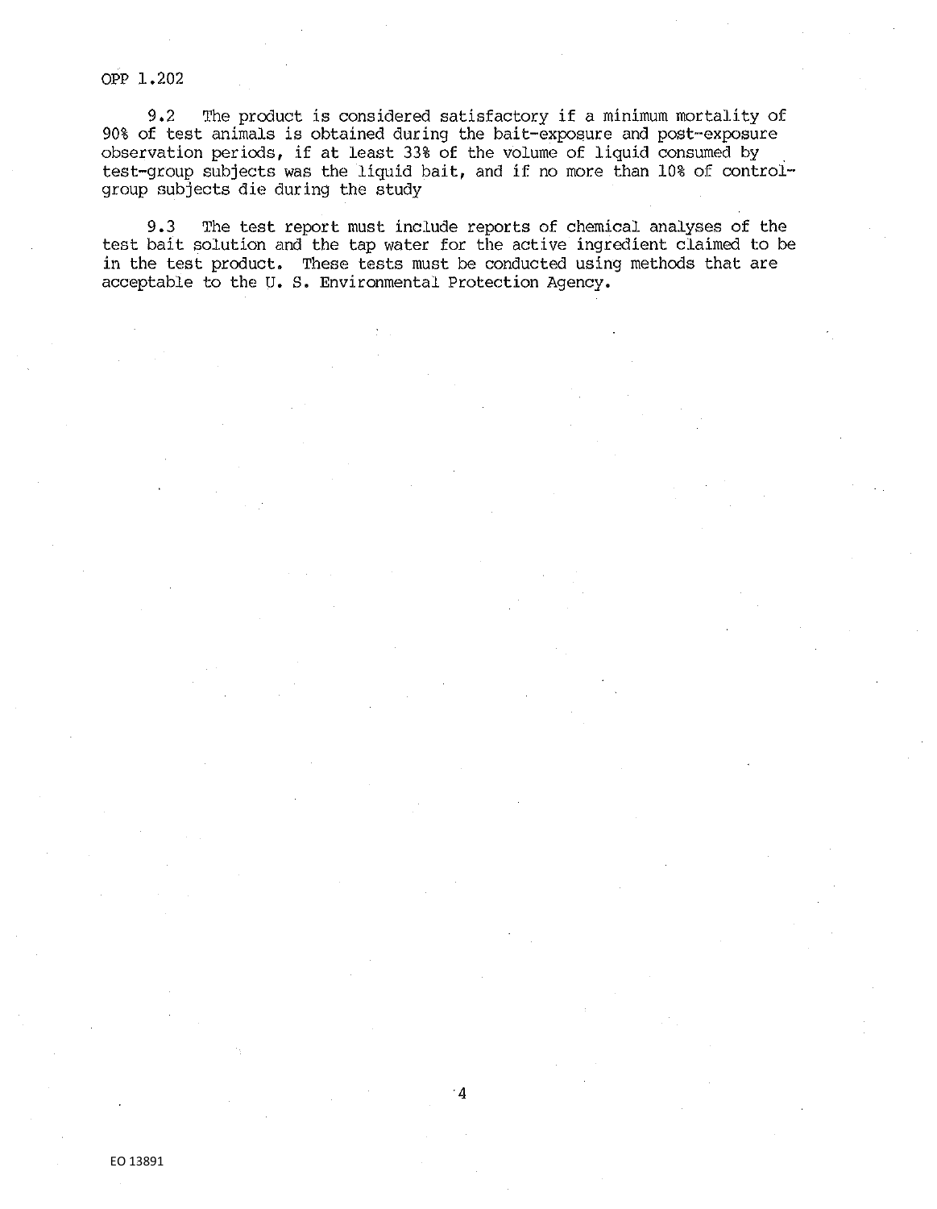9.2 The product is considered satisfactory if a minimum mortality of 90% of test animals is obtained during the bait-exposure and post-exposure observation periods, if at least 33% of the volume of liquid consumed by test-group subjects was the liquid bait, and if no more than 10% of control-group subjects die during the study

9.3 The test report must include reports of chemical analyses of the test bait solution and the tap water for the active ingredient claimed to be in the test product. These tests must be conducted using methods that are acceptable to the U. S. Environmental Protection Agency.